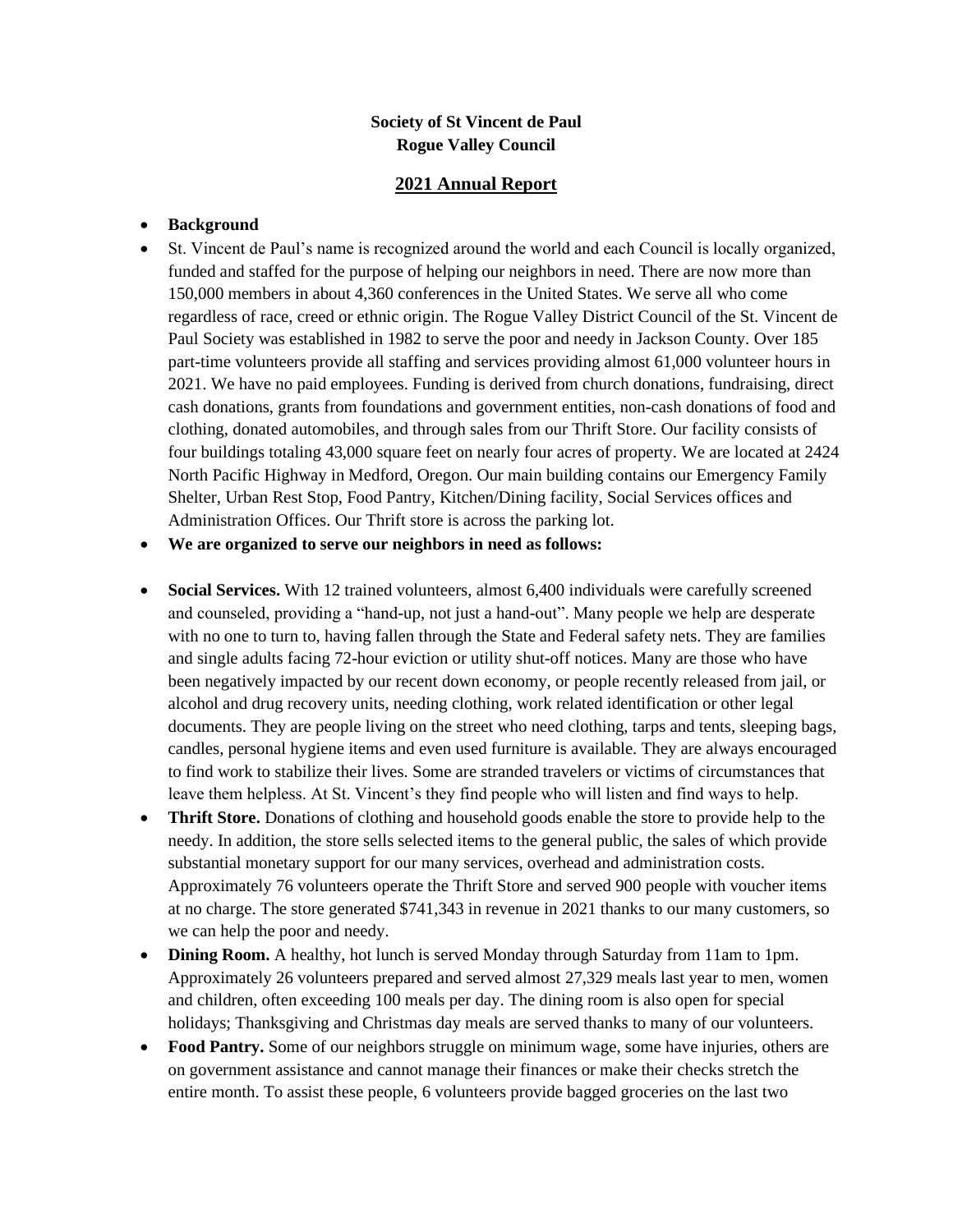**Society of St Vincent de Paul**
**Rogue Valley Council**

# 2021 Annual Report

- **Background**
- St. Vincent de Paul's name is recognized around the world and each Council is locally organized, funded and staffed for the purpose of helping our neighbors in need. There are now more than 150,000 members in about 4,360 conferences in the United States. We serve all who come regardless of race, creed or ethnic origin. The Rogue Valley District Council of the St. Vincent de Paul Society was established in 1982 to serve the poor and needy in Jackson County. Over 185 part-time volunteers provide all staffing and services providing almost 61,000 volunteer hours in 2021. We have no paid employees. Funding is derived from church donations, fundraising, direct cash donations, grants from foundations and government entities, non-cash donations of food and clothing, donated automobiles, and through sales from our Thrift Store. Our facility consists of four buildings totaling 43,000 square feet on nearly four acres of property. We are located at 2424 North Pacific Highway in Medford, Oregon. Our main building contains our Emergency Family Shelter, Urban Rest Stop, Food Pantry, Kitchen/Dining facility, Social Services offices and Administration Offices. Our Thrift store is across the parking lot.
- **We are organized to serve our neighbors in need as follows:**
- **Social Services.** With 12 trained volunteers, almost 6,400 individuals were carefully screened and counseled, providing a "hand-up, not just a hand-out". Many people we help are desperate with no one to turn to, having fallen through the State and Federal safety nets. They are families and single adults facing 72-hour eviction or utility shut-off notices. Many are those who have been negatively impacted by our recent down economy, or people recently released from jail, or alcohol and drug recovery units, needing clothing, work related identification or other legal documents. They are people living on the street who need clothing, tarps and tents, sleeping bags, candles, personal hygiene items and even used furniture is available. They are always encouraged to find work to stabilize their lives. Some are stranded travelers or victims of circumstances that leave them helpless. At St. Vincent's they find people who will listen and find ways to help.
- **Thrift Store.** Donations of clothing and household goods enable the store to provide help to the needy. In addition, the store sells selected items to the general public, the sales of which provide substantial monetary support for our many services, overhead and administration costs. Approximately 76 volunteers operate the Thrift Store and served 900 people with voucher items at no charge. The store generated $741,343 in revenue in 2021 thanks to our many customers, so we can help the poor and needy.
- **Dining Room.** A healthy, hot lunch is served Monday through Saturday from 11am to 1pm. Approximately 26 volunteers prepared and served almost 27,329 meals last year to men, women and children, often exceeding 100 meals per day. The dining room is also open for special holidays; Thanksgiving and Christmas day meals are served thanks to many of our volunteers.
- **Food Pantry.** Some of our neighbors struggle on minimum wage, some have injuries, others are on government assistance and cannot manage their finances or make their checks stretch the entire month. To assist these people, 6 volunteers provide bagged groceries on the last two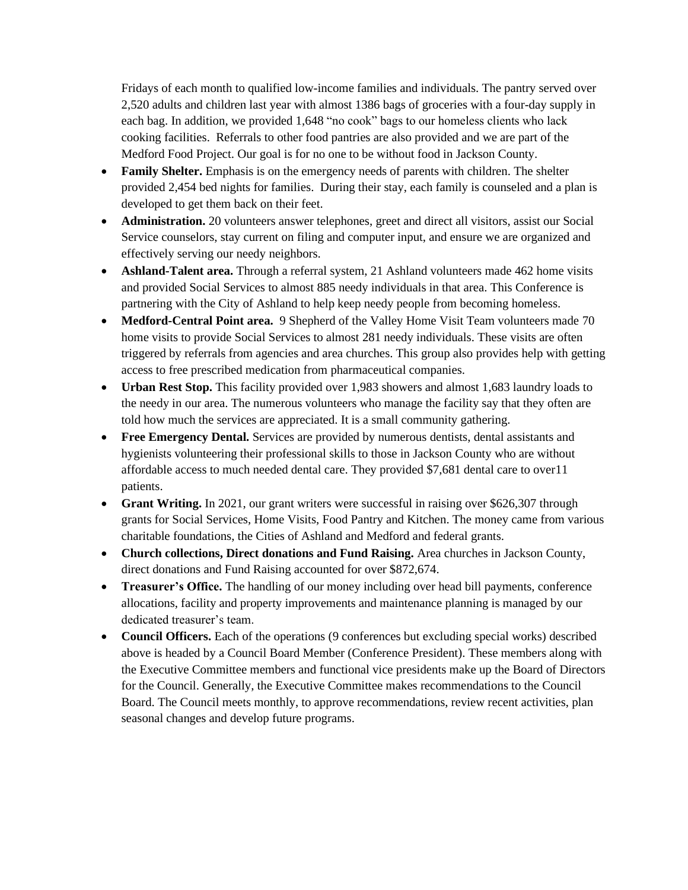Fridays of each month to qualified low-income families and individuals. The pantry served over 2,520 adults and children last year with almost 1386 bags of groceries with a four-day supply in each bag. In addition, we provided 1,648 "no cook" bags to our homeless clients who lack cooking facilities. Referrals to other food pantries are also provided and we are part of the Medford Food Project. Our goal is for no one to be without food in Jackson County.

- **Family Shelter.** Emphasis is on the emergency needs of parents with children. The shelter provided 2,454 bed nights for families. During their stay, each family is counseled and a plan is developed to get them back on their feet.
- **Administration.** 20 volunteers answer telephones, greet and direct all visitors, assist our Social Service counselors, stay current on filing and computer input, and ensure we are organized and effectively serving our needy neighbors.
- **Ashland-Talent area.** Through a referral system, 21 Ashland volunteers made 462 home visits and provided Social Services to almost 885 needy individuals in that area. This Conference is partnering with the City of Ashland to help keep needy people from becoming homeless.
- **Medford-Central Point area.** 9 Shepherd of the Valley Home Visit Team volunteers made 70 home visits to provide Social Services to almost 281 needy individuals. These visits are often triggered by referrals from agencies and area churches. This group also provides help with getting access to free prescribed medication from pharmaceutical companies.
- **Urban Rest Stop.** This facility provided over 1,983 showers and almost 1,683 laundry loads to the needy in our area. The numerous volunteers who manage the facility say that they often are told how much the services are appreciated. It is a small community gathering.
- **Free Emergency Dental.** Services are provided by numerous dentists, dental assistants and hygienists volunteering their professional skills to those in Jackson County who are without affordable access to much needed dental care. They provided $7,681 dental care to over11 patients.
- **Grant Writing.** In 2021, our grant writers were successful in raising over $626,307 through grants for Social Services, Home Visits, Food Pantry and Kitchen. The money came from various charitable foundations, the Cities of Ashland and Medford and federal grants.
- **Church collections, Direct donations and Fund Raising.** Area churches in Jackson County, direct donations and Fund Raising accounted for over $872,674.
- **Treasurer's Office.** The handling of our money including over head bill payments, conference allocations, facility and property improvements and maintenance planning is managed by our dedicated treasurer's team.
- **Council Officers.** Each of the operations (9 conferences but excluding special works) described above is headed by a Council Board Member (Conference President). These members along with the Executive Committee members and functional vice presidents make up the Board of Directors for the Council. Generally, the Executive Committee makes recommendations to the Council Board. The Council meets monthly, to approve recommendations, review recent activities, plan seasonal changes and develop future programs.